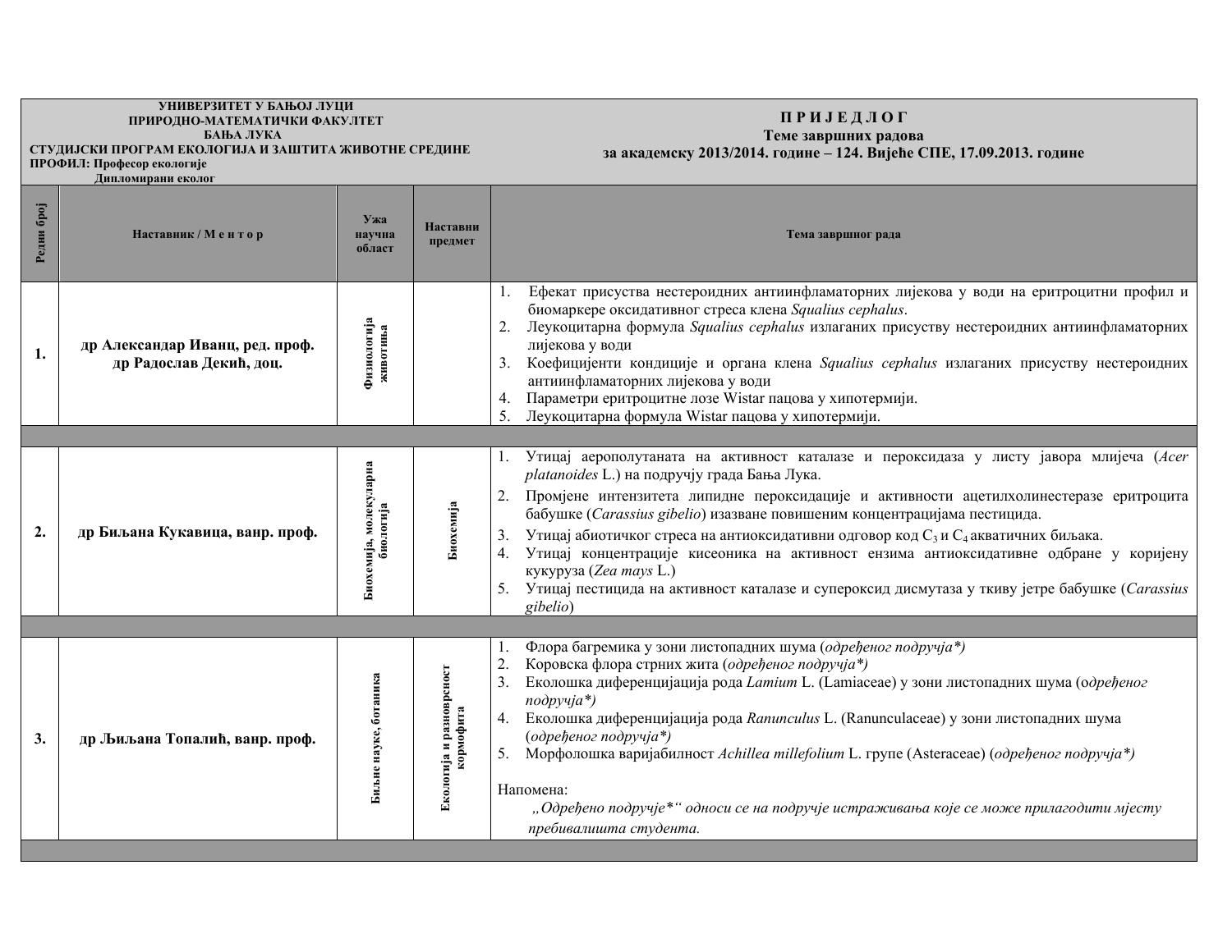**УНИВЕРЗИТЕТ У БАЊОЈ ЛУЦИ**
**ПРИРОДНО-МАТЕМАТИЧКИ ФАКУЛТЕТ**
**БАЊА ЛУКА**
**СТУДИЈСКИ ПРОГРАМ ЕКОЛОГИЈА И ЗАШТИТА ЖИВОТНЕ СРЕДИНЕ**
**ПРОФИЛ: Професор екологије**
**Дипломирани еколог**

# П Р И Ј Е Д Л О Г

## Теме завршних радова за академску 2013/2014. године – 124. Вијеће СПЕ, 17.09.2013. године

| Редни број | Наставник / М е н т о р | Ужа научна област | Наставни предмет | Тема завршног рада |
|---|---|---|---|---|
| **1.** | **др Александар Иванц, ред. проф.** **др Радослав Декић, доц.** | Физиологија животиња | | 1. Ефекат присуства нестероидних антиинфламаторних лијекова у води на еритроцитни профил и биомаркере оксидативног стреса клена *Squalius cephalus*. 2. Леукоцитарна формула *Squalius cephalus* излаганих присуству нестероидних антиинфламаторних лијекова у води 3. Коефицијенти кондиције и органа клена *Squalius cephalus* излаганих присуству нестероидних антиинфламаторних лијекова у води 4. Параметри еритроцитне лозе Wistar пацова у хипотермији. 5. Леукоцитарна формула Wistar пацова у хипотермији. |
| **2.** | **др Биљана Кукавица, ванр. проф.** | Биохемија, молекуларна биологија | Биохемија | 1. Утицај аерополутаната на активност каталазе и пероксидаза у листу јавора млијеча (*Acer platanoides* L.) на подручју града Бања Лука. 2. Промјене интензитета липидне пероксидације и активности ацетилхолинестеразе еритроцита бабушке (*Carassius gibelio*) изазване повишеним концентрацијама пестицида. 3. Утицај абиотичког стреса на антиоксидативни одговор код $C_3$ и $C_4$ акватичних биљака. 4. Утицај концентрације кисеоника на активност ензима антиоксидативне одбране у коријену кукуруза (*Zea mays* L.) 5. Утицај пестицида на активност каталазе и супероксид дисмутаза у ткиву јетре бабушке (*Carassius gibelio*) |
| **3.** | **др Љиљана Топалић, ванр. проф.** | Биљне науке, ботаника | Екологија и разноврсност кормофита | 1. Флора багремика у зони листопадних шума (*одређеног подручја\**) 2. Коровска флора стрних жита (*одређеног подручја\**) 3. Еколошка диференцијација рода *Lamium* L. (Lamiaceae) у зони листопадних шума (*одређеног подручја\**) 4. Еколошка диференцијација рода *Ranunculus* L. (Ranunculaceae) у зони листопадних шума (*одређеног подручја\**) 5. Морфолошка варијабилност *Achillea millefolium* L. групе (Asteraceae) (*одређеног подручја\**) Напомена: *„Одређено подручје\*" односи се на подручје истраживања које се може прилагодити мјесту пребивалишта студента.* |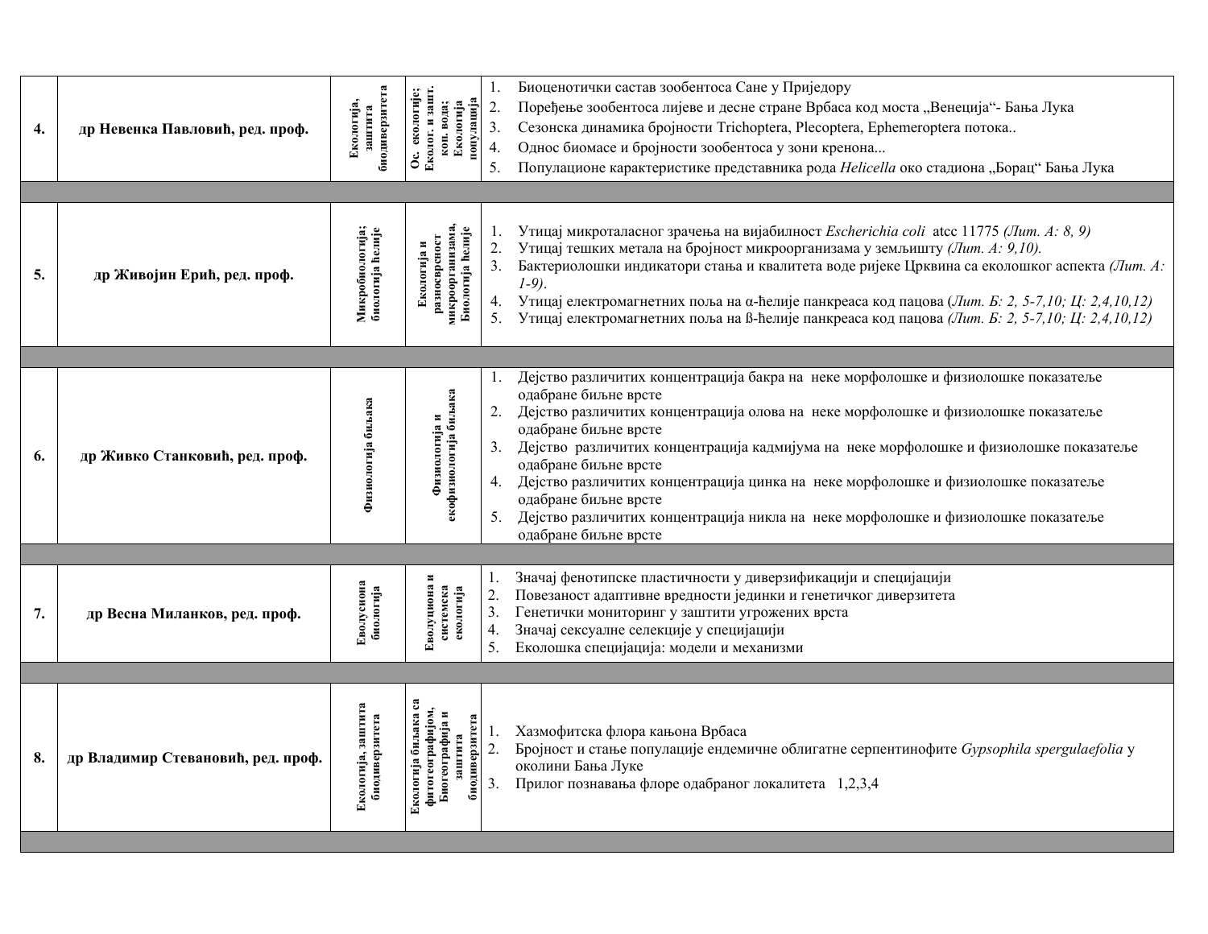| | | | | |
|---|---|---|---|---|
| **4.** | **др Невенка Павловић, ред. проф.** | **Екологија, заштита биодиверзитета** | **Ос. екологије; Еколог. и зашт. коп. вода; Екологија популација** | 1. Биоценотички састав зообентоса Сане у Приједору<br>2. Поређење зообентоса лијеве и десне стране Врбаса код моста „Венеција"- Бања Лука<br>3. Сезонска динамика бројности Trichoptera, Plecoptera, Ephemeroptera потока..<br>4. Однос биомасе и бројности зообентоса у зони кренона...<br>5. Популационе карактеристике представника рода *Helicella* око стадиона „Борац" Бања Лука |
| | | | | |
| **5.** | **др Живојин Ерић, ред. проф.** | **Микробиологија; биологија ћелије** | **Екологија и разноврсност микроорганизама, Биологија ћелије** | 1. Утицај микроталасног зрачења на вијабилност *Escherichia coli* atcc 11775 *(Лит. А: 8, 9)*<br>2. Утицај тешких метала на бројност микроорганизама у земљишту *(Лит. А: 9,10).*<br>3. Бактериолошки индикатори стања и квалитета воде ријеке Црквина са еколошког аспекта *(Лит. А: 1-9)*.<br>4. Утицај електромагнетних поља на α-ћелије панкреаса код пацова (*Лит. Б: 2, 5-7,10; Ц: 2,4,10,12)*<br>5. Утицај електромагнетних поља на ß-ћелије панкреаса код пацова *(Лит. Б: 2, 5-7,10; Ц: 2,4,10,12)* |
| | | | | |
| **6.** | **др Живко Станковић, ред. проф.** | **Физиологија биљака** | **Физиологија и екофизиологија биљака** | 1. Дејство различитих концентрација бакра на неке морфолошке и физиолошке показатеље одабране биљне врсте<br>2. Дејство различитих концентрација олова на неке морфолошке и физиолошке показатеље одабране биљне врсте<br>3. Дејство различитих концентрација кадмијума на неке морфолошке и физиолошке показатеље одабране биљне врсте<br>4. Дејство различитих концентрација цинка на неке морфолошке и физиолошке показатеље одабране биљне врсте<br>5. Дејство различитих концентрација никла на неке морфолошке и физиолошке показатеље одабране биљне врсте |
| | | | | |
| **7.** | **др Весна Миланков, ред. проф.** | **Еволуциона биологија** | **Еволуциона и системска екологија** | 1. Значај фенотипске пластичности у диверзификацији и специјацији<br>2. Повезаност адаптивне вредности јединки и генетичког диверзитета<br>3. Генетички мониторинг у заштити угрожених врста<br>4. Значај сексуалне селекције у специјацији<br>5. Еколошка специјација: модели и механизми |
| | | | | |
| **8.** | **др Владимир Стевановић, ред. проф.** | **Екологија, заштита биодиверзитета** | **Екологија биљака са фитогеографијом, Биогеографија и заштита биодиверзитета** | 1. Хазмофитска флора кањона Врбаса<br>2. Бројност и стање популације ендемичне облигатне серпентинофите *Gypsophila spergulaefolia* у околини Бања Луке<br>3. Прилог познавања флоре одабраног локалитета 1,2,3,4 |
| | | | | |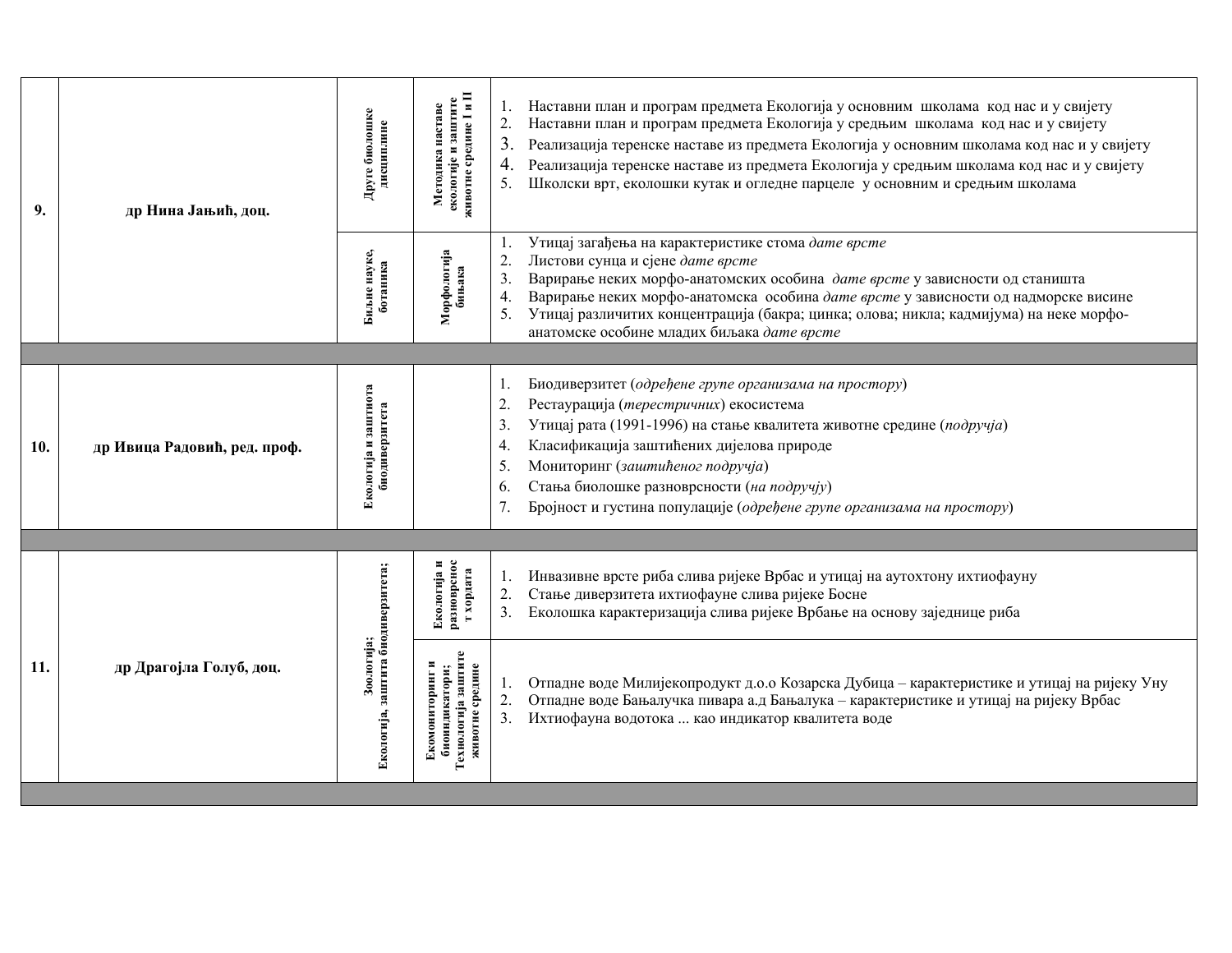| | | | | |
|---|---|---|---|---|
| 9. | др Нина Јањић, доц. | Друге биолошке дисциплине | Методика наставе екологије и заштите животне средине I и II | 1. Наставни план и програм предмета Екологија у основним школама код нас и у свијету<br>2. Наставни план и програм предмета Екологија у средњим школама код нас и у свијету<br>3. Реализација теренске наставе из предмета Екологија у основним школама код нас и у свијету<br>4. Реализација теренске наставе из предмета Екологија у средњим школама код нас и у свијету<br>5. Школски врт, еколошки кутак и огледне парцеле у основним и средњим школама |
| | | Биљне науке, ботаника | Морфологија биљака | 1. Утицај загађења на карактеристике стома *дате врсте*<br>2. Листови сунца и сјене *дате врсте*<br>3. Варирање неких морфо-анатомских особина *дате врсте* у зависности од станишта<br>4. Варирање неких морфо-анатомска особина *дате врсте* у зависности од надморске висине<br>5. Утицај различитих концентрација (бакра; цинка; олова; никла; кадмијума) на неке морфо-анатомске особине младих биљака *дате врсте* |
| | | | | |
| 10. | др Ивица Радовић, ред. проф. | Екологија и заштиота биодиверзитета | | 1. Биодиверзитет (*одређене групе организама на простору*)<br>2. Рестаурација (*терестричних*) екосистема<br>3. Утицај рата (1991-1996) на стање квалитета животне средине (*подручја*)<br>4. Класификација заштићених дијелова природе<br>5. Мониторинг (*заштићеног подручја*)<br>6. Стања биолошке разноврсности (*на подручју*)<br>7. Бројност и густина популације (*одређене групе организама на простору*) |
| | | | | |
| 11. | др Драгојла Голуб, доц. | Зоологија; Екологија, заштита биодиверзитета; | Екологија и разноврсност хордата | 1. Инвазивне врсте риба слива ријеке Врбас и утицај на аутохтону ихтиофауну<br>2. Стање диверзитета ихтиофауне слива ријеке Босне<br>3. Еколошка карактеризација слива ријеке Врбање на основу заједнице риба |
| | | | Екомониторинг и биоиндикатори; Технологија заштите животне средине | 1. Отпадне воде Млијекопродукт д.о.о Козарска Дубица – карактеристике и утицај на ријеку Уну<br>2. Отпадне воде Бањалучка пивара а.д Бањалука – карактеристике и утицај на ријеку Врбас<br>3. Ихтиофауна водотока ... као индикатор квалитета воде |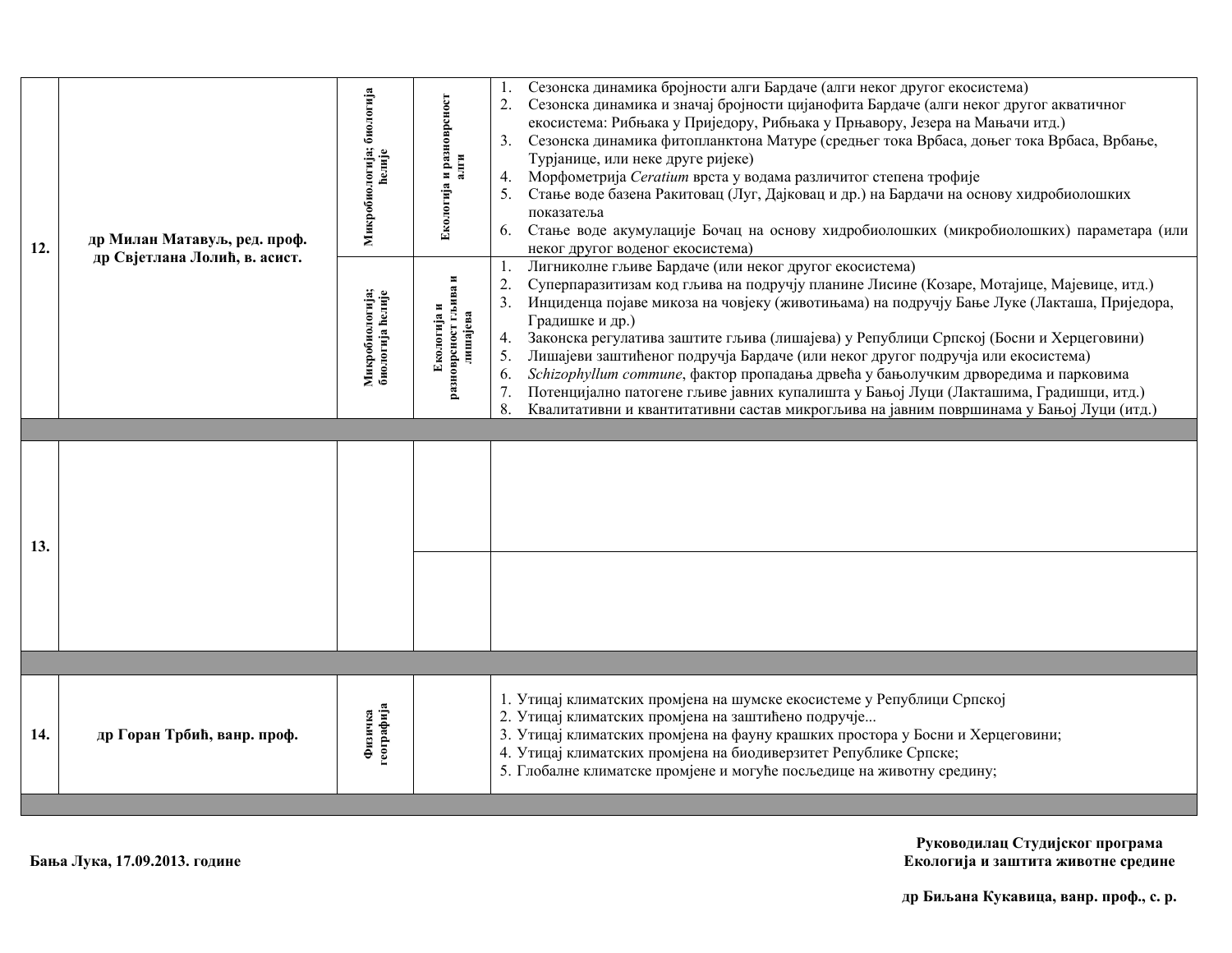| | | | | |
|---|---|---|---|---|
| 12. | др Милан Матавуљ, ред. проф.<br>др Свјетлана Лолић, в. асист. | Микробиологија; биологија ћелије | Екологија и разноврсност алги | 1. Сезонска динамика бројности алги Бардаче (алги неког другог екосистема)<br>2. Сезонска динамика и значај бројности цијанофита Бардаче (алги неког другог акватичног екосистема: Рибњака у Приједору, Рибњака у Прњавору, Језера на Мањачи итд.)<br>3. Сезонска динамика фитопланктона Матуре (средњег тока Врбаса, доњег тока Врбаса, Врбање, Турјанице, или неке друге ријеке)<br>4. Морфометрија *Ceratium* врста у водама различитог степена трофије<br>5. Стање воде базена Ракитовац (Луг, Дајковац и др.) на Бардачи на основу хидробиолошких показатеља<br>6. Стање воде акумулације Бочац на основу хидробиолошких (микробиолошких) параметара (или неког другог воденог екосистема) |
| | | Микробиологија; биологија ћелије | Екологија и разноврсност гљива и лишајева | 1. Лигниколне гљиве Бардаче (или неког другог екосистема)<br>2. Суперпаразитизам код гљива на подручју планине Лисине (Козаре, Мотајице, Мајевице, итд.)<br>3. Инциденца појаве микоза на човјеку (животињама) на подручју Бање Луке (Лакташа, Приједора, Градишке и др.)<br>4. Законска регулатива заштите гљива (лишајева) у Републици Српској (Босни и Херцеговини)<br>5. Лишајеви заштићеног подручја Бардаче (или неког другог подручја или екосистема)<br>6. *Schizophyllum commune*, фактор пропадања дрвећа у бањолучким дрворедима и парковима<br>7. Потенцијално патогене гљиве јавних купалишта у Бањој Луци (Лакташима, Градишци, итд.)<br>8. Квалитативни и квантитативни састав микрогљива на јавним површинама у Бањој Луци (итд.) |
| 13. | | | | |
| | | | | |
| 14. | др Горан Трбић, ванр. проф. | Физичка географија | | 1. Утицај климатских промјена на шумске екосистеме у Републици Српској<br>2. Утицај климатских промјена на заштићено подручје...<br>3. Утицај климатских промјена на фауну крашких простора у Босни и Херцеговини;<br>4. Утицај климатских промјена на биодиверзитет Републике Српске;<br>5. Глобалне климатске промјене и могуће посљедице на животну средину; |

**Бања Лука, 17.09.2013. године**

**Руководилац Студијског програма**
**Екологија и заштита животне средине**

**др Биљана Кукавица, ванр. проф., с. р.**